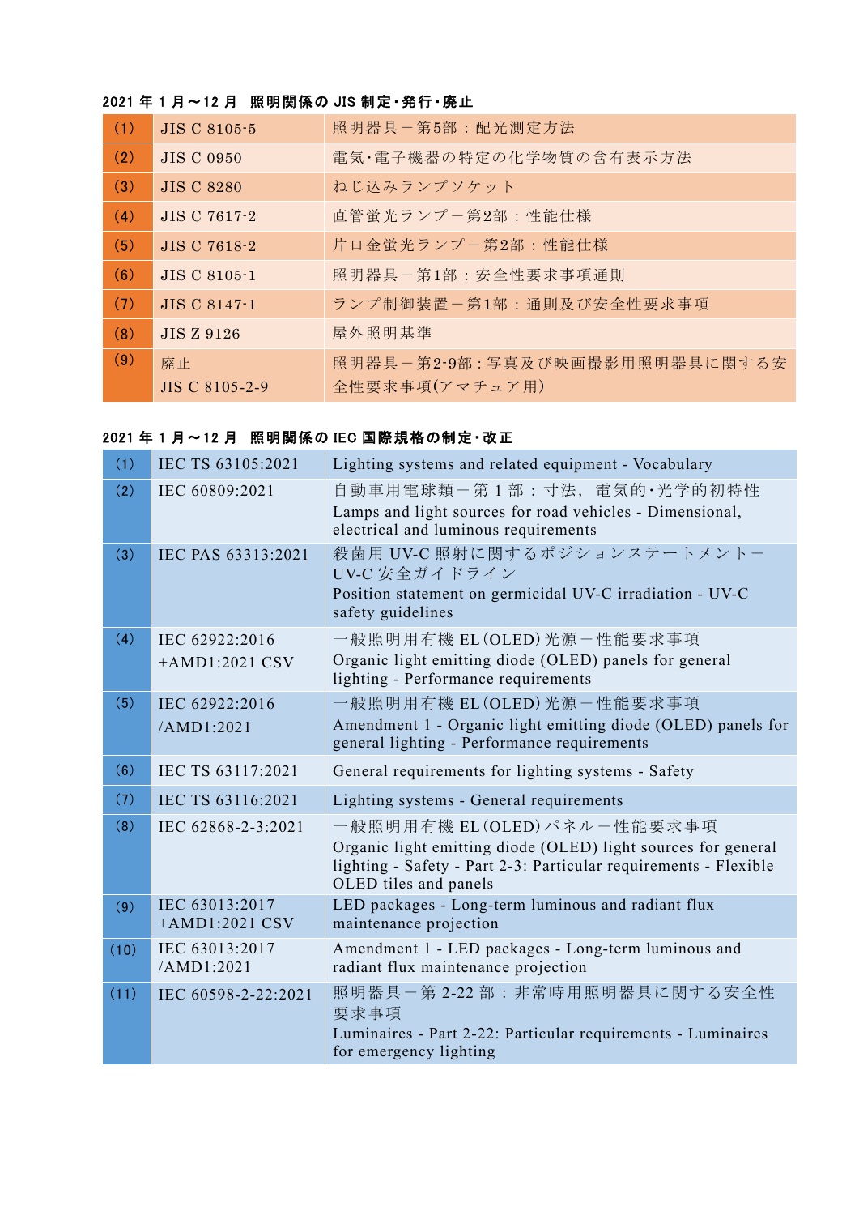**2021 年 1 月～12 月　照明関係の JIS 制定・発行・廃止**

| | | |
|---|---|---|
| (1) | JIS C 8105-5 | 照明器具－第5部：配光測定方法 |
| (2) | JIS C 0950 | 電気・電子機器の特定の化学物質の含有表示方法 |
| (3) | JIS C 8280 | ねじ込みランプソケット |
| (4) | JIS C 7617-2 | 直管蛍光ランプ－第2部：性能仕様 |
| (5) | JIS C 7618-2 | 片口金蛍光ランプ－第2部：性能仕様 |
| (6) | JIS C 8105-1 | 照明器具－第1部：安全性要求事項通則 |
| (7) | JIS C 8147-1 | ランプ制御装置－第1部：通則及び安全性要求事項 |
| (8) | JIS Z 9126 | 屋外照明基準 |
| (9) | 廃止 JIS C 8105-2-9 | 照明器具－第2-9部：写真及び映画撮影用照明器具に関する安全性要求事項(アマチュア用) |

**2021 年 1 月～12 月　照明関係の IEC 国際規格の制定・改正**

| | | |
|---|---|---|
| (1) | IEC TS 63105:2021 | Lighting systems and related equipment - Vocabulary |
| (2) | IEC 60809:2021 | 自動車用電球類－第 1 部：寸法，電気的・光学的初特性<br>Lamps and light sources for road vehicles - Dimensional, electrical and luminous requirements |
| (3) | IEC PAS 63313:2021 | 殺菌用 UV-C 照射に関するポジションステートメント－UV-C 安全ガイドライン<br>Position statement on germicidal UV-C irradiation - UV-C safety guidelines |
| (4) | IEC 62922:2016 +AMD1:2021 CSV | 一般照明用有機 EL(OLED)光源－性能要求事項<br>Organic light emitting diode (OLED) panels for general lighting - Performance requirements |
| (5) | IEC 62922:2016 /AMD1:2021 | 一般照明用有機 EL(OLED)光源－性能要求事項<br>Amendment 1 - Organic light emitting diode (OLED) panels for general lighting - Performance requirements |
| (6) | IEC TS 63117:2021 | General requirements for lighting systems - Safety |
| (7) | IEC TS 63116:2021 | Lighting systems - General requirements |
| (8) | IEC 62868-2-3:2021 | 一般照明用有機 EL(OLED)パネル－性能要求事項<br>Organic light emitting diode (OLED) light sources for general lighting - Safety - Part 2-3: Particular requirements - Flexible OLED tiles and panels |
| (9) | IEC 63013:2017 +AMD1:2021 CSV | LED packages - Long-term luminous and radiant flux maintenance projection |
| (10) | IEC 63013:2017 /AMD1:2021 | Amendment 1 - LED packages - Long-term luminous and radiant flux maintenance projection |
| (11) | IEC 60598-2-22:2021 | 照明器具－第 2-22 部：非常時用照明器具に関する安全性要求事項<br>Luminaires - Part 2-22: Particular requirements - Luminaires for emergency lighting |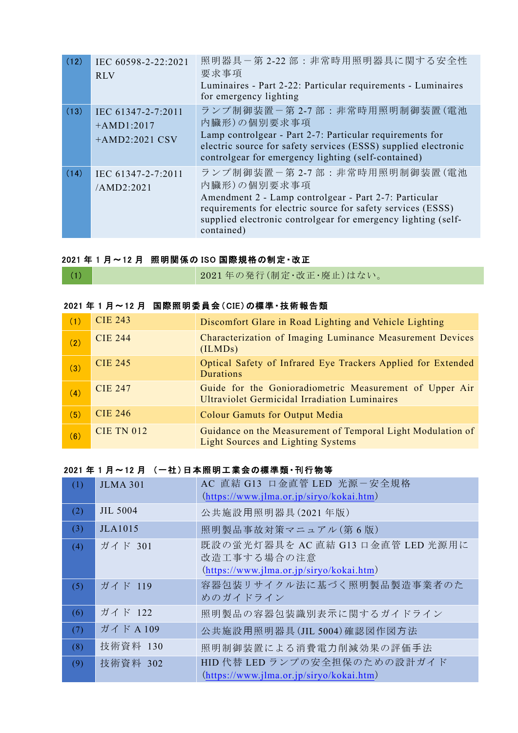| | | |
|---|---|---|
| (12) | IEC 60598-2-22:2021 RLV | 照明器具－第 2-22 部：非常時用照明器具に関する安全性要求事項<br>Luminaires - Part 2-22: Particular requirements - Luminaires for emergency lighting |
| (13) | IEC 61347-2-7:2011 +AMD1:2017 +AMD2:2021 CSV | ランプ制御装置－第 2-7 部：非常時用照明制御装置(電池内臓形)の個別要求事項<br>Lamp controlgear - Part 2-7: Particular requirements for electric source for safety services (ESSS) supplied electronic controlgear for emergency lighting (self-contained) |
| (14) | IEC 61347-2-7:2011 /AMD2:2021 | ランプ制御装置－第 2-7 部：非常時用照明制御装置(電池内臓形)の個別要求事項<br>Amendment 2 - Lamp controlgear - Part 2-7: Particular requirements for electric source for safety services (ESSS) supplied electronic controlgear for emergency lighting (self-contained) |

**2021 年 1 月～12 月　照明関係の ISO 国際規格の制定・改正**

| | | |
|---|---|---|
| (1) | | 2021 年の発行(制定・改正・廃止)はない。 |

**2021 年 1 月～12 月　国際照明委員会(CIE)の標準・技術報告類**

| | | |
|---|---|---|
| (1) | CIE 243 | Discomfort Glare in Road Lighting and Vehicle Lighting |
| (2) | CIE 244 | Characterization of Imaging Luminance Measurement Devices (ILMDs) |
| (3) | CIE 245 | Optical Safety of Infrared Eye Trackers Applied for Extended Durations |
| (4) | CIE 247 | Guide for the Gonioradiometric Measurement of Upper Air Ultraviolet Germicidal Irradiation Luminaires |
| (5) | CIE 246 | Colour Gamuts for Output Media |
| (6) | CIE TN 012 | Guidance on the Measurement of Temporal Light Modulation of Light Sources and Lighting Systems |

**2021 年 1 月～12 月　(一社)日本照明工業会の標準類・刊行物等**

| | | |
|---|---|---|
| (1) | JLMA 301 | AC 直結 G13 口金直管 LED 光源－安全規格<br>(https://www.jlma.or.jp/siryo/kokai.htm) |
| (2) | JIL 5004 | 公共施設用照明器具(2021 年版) |
| (3) | JLA1015 | 照明製品事故対策マニュアル(第 6 版) |
| (4) | ガイド 301 | 既設の蛍光灯器具を AC 直結 G13 口金直管 LED 光源用に改造工事する場合の注意<br>(https://www.jlma.or.jp/siryo/kokai.htm) |
| (5) | ガイド 119 | 容器包装リサイクル法に基づく照明製品製造事業者のためのガイドライン |
| (6) | ガイド 122 | 照明製品の容器包装識別表示に関するガイドライン |
| (7) | ガイド A 109 | 公共施設用照明器具(JIL 5004)確認図作図方法 |
| (8) | 技術資料 130 | 照明制御装置による消費電力削減効果の評価手法 |
| (9) | 技術資料 302 | HID 代替 LED ランプの安全担保のための設計ガイド<br>(https://www.jlma.or.jp/siryo/kokai.htm) |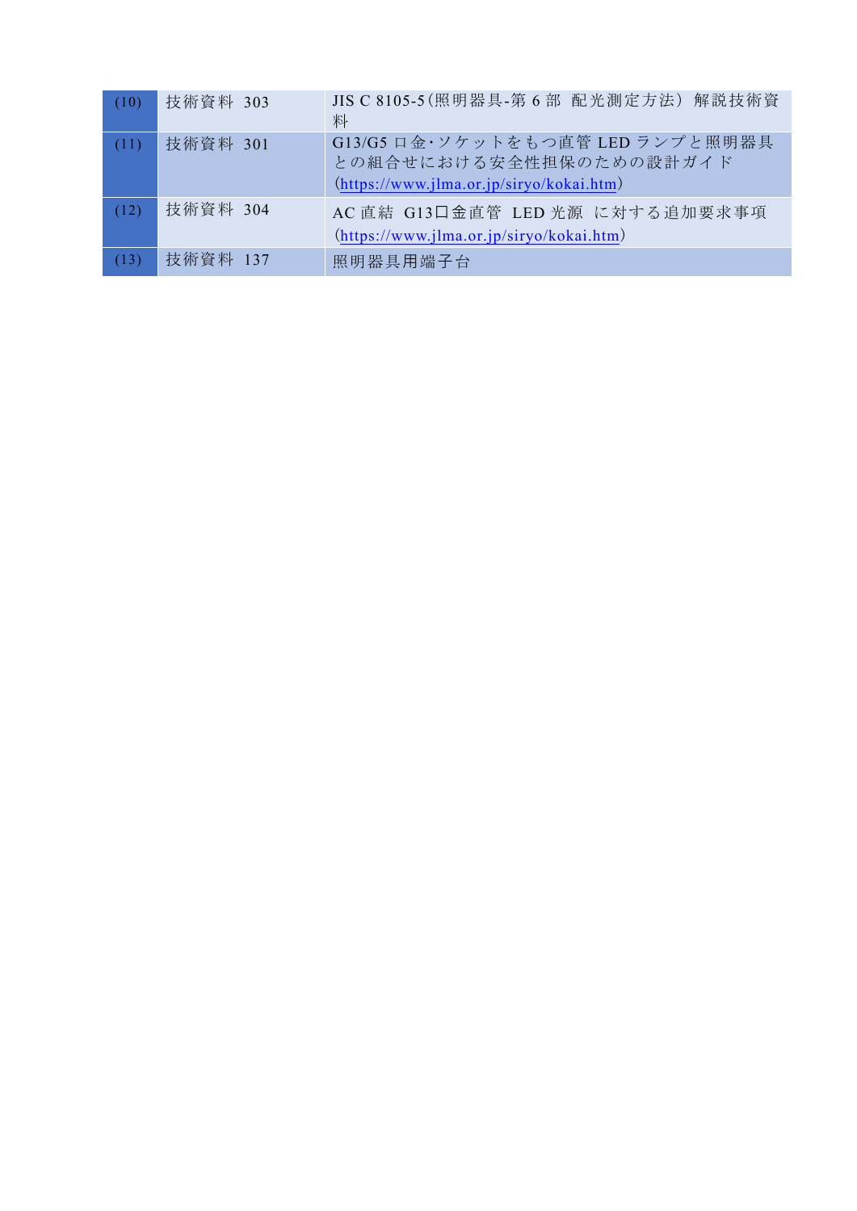| | | |
|---|---|---|
| (10) | 技術資料 303 | JIS C 8105-5（照明器具-第 6 部 配光測定方法）解説技術資料 |
| (11) | 技術資料 301 | G13/G5 口金･ソケットをもつ直管 LED ランプと照明器具との組合せにおける安全性担保のための設計ガイド（https://www.jlma.or.jp/siryo/kokai.htm） |
| (12) | 技術資料 304 | AC 直結 G13口金直管 LED 光源 に対する追加要求事項（https://www.jlma.or.jp/siryo/kokai.htm） |
| (13) | 技術資料 137 | 照明器具用端子台 |